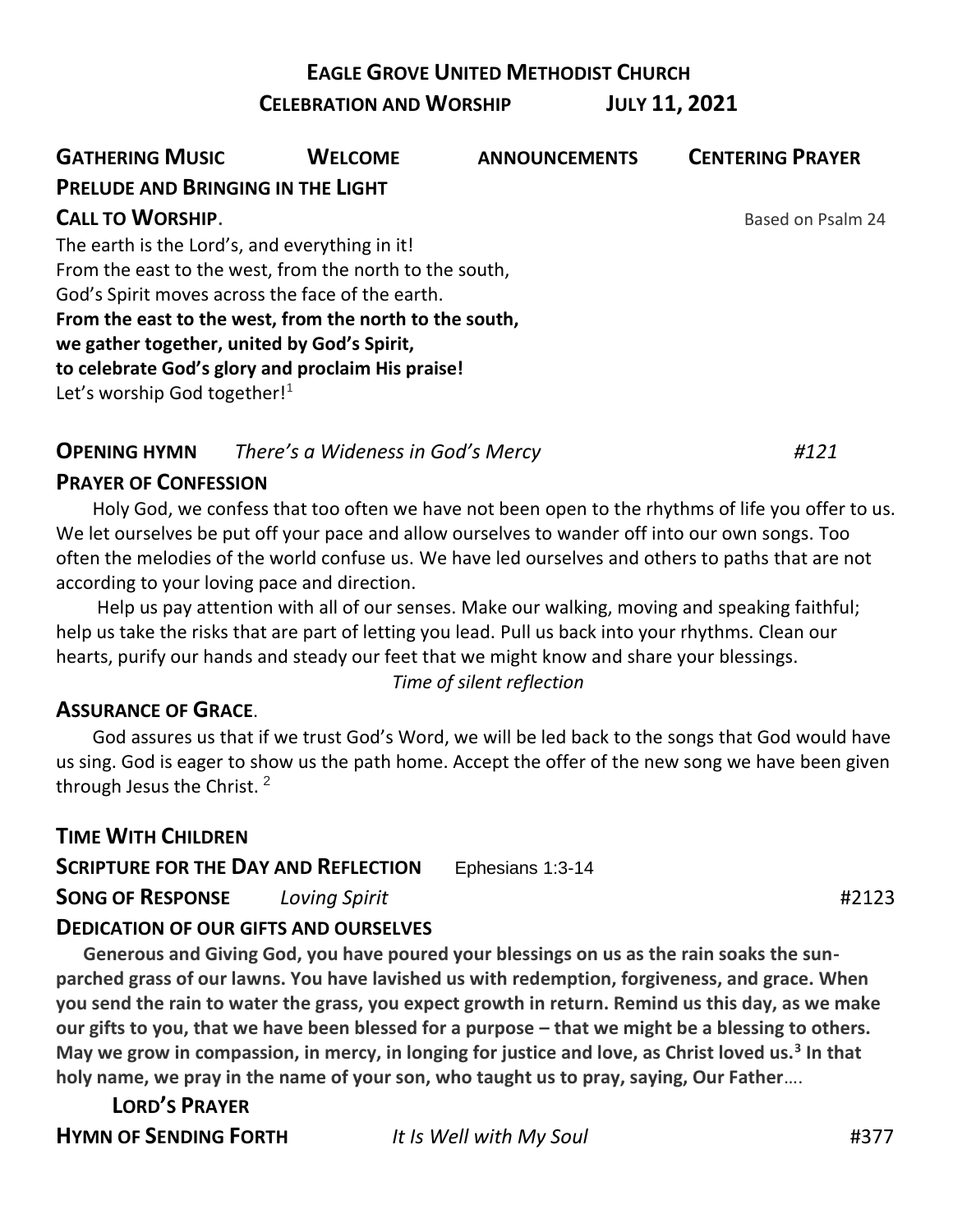# EAGLE GROVE UNITED METHODIST CHURCH

## CELEBRATION AND WORSHIP JULY 11, 2021

**GATHERING MUSIC** **WELCOME** **ANNOUNCEMENTS** **CENTERING PRAYER**

**PRELUDE AND BRINGING IN THE LIGHT**

**CALL TO WORSHIP**. Based on Psalm 24

The earth is the Lord's, and everything in it!
From the east to the west, from the north to the south,
God's Spirit moves across the face of the earth.
**From the east to the west, from the north to the south,**
**we gather together, united by God's Spirit,**
**to celebrate God's glory and proclaim His praise!**
Let's worship God together![1]

**OPENING HYMN** *There's a Wideness in God's Mercy* *#121*

**PRAYER OF CONFESSION**

Holy God, we confess that too often we have not been open to the rhythms of life you offer to us. We let ourselves be put off your pace and allow ourselves to wander off into our own songs. Too often the melodies of the world confuse us. We have led ourselves and others to paths that are not according to your loving pace and direction.

Help us pay attention with all of our senses. Make our walking, moving and speaking faithful; help us take the risks that are part of letting you lead. Pull us back into your rhythms. Clean our hearts, purify our hands and steady our feet that we might know and share your blessings.

*Time of silent reflection*

**ASSURANCE OF GRACE**.

God assures us that if we trust God's Word, we will be led back to the songs that God would have us sing. God is eager to show us the path home. Accept the offer of the new song we have been given through Jesus the Christ. [2]

**TIME WITH CHILDREN**

**SCRIPTURE FOR THE DAY AND REFLECTION** Ephesians 1:3-14

**SONG OF RESPONSE** *Loving Spirit* #2123

**DEDICATION OF OUR GIFTS AND OURSELVES**

**Generous and Giving God, you have poured your blessings on us as the rain soaks the sun-parched grass of our lawns. You have lavished us with redemption, forgiveness, and grace. When you send the rain to water the grass, you expect growth in return. Remind us this day, as we make our gifts to you, that we have been blessed for a purpose – that we might be a blessing to others. May we grow in compassion, in mercy, in longing for justice and love, as Christ loved us.[3] In that holy name, we pray in the name of your son, who taught us to pray, saying, Our Father….**

**LORD'S PRAYER**

**HYMN OF SENDING FORTH** *It Is Well with My Soul* #377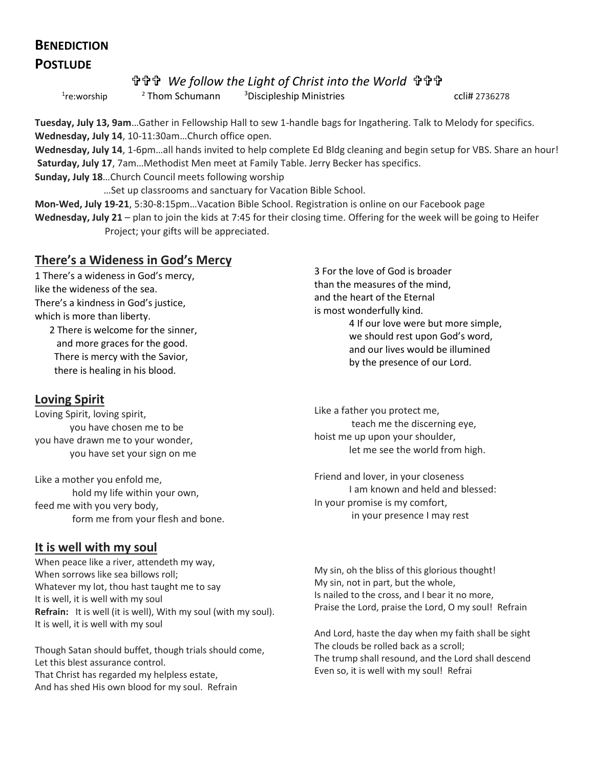## BENEDICTION

## POSTLUDE

✞✞✞ *We follow the Light of Christ into the World* ✞✞✞

[1]re:worship [2] Thom Schumann [3]Discipleship Ministries ccli# 2736278

**Tuesday, July 13, 9am**…Gather in Fellowship Hall to sew 1-handle bags for Ingathering. Talk to Melody for specifics.
**Wednesday, July 14**, 10-11:30am…Church office open.
**Wednesday, July 14**, 1-6pm…all hands invited to help complete Ed Bldg cleaning and begin setup for VBS. Share an hour!
**Saturday, July 17**, 7am…Methodist Men meet at Family Table. Jerry Becker has specifics.
**Sunday, July 18**…Church Council meets following worship
…Set up classrooms and sanctuary for Vacation Bible School.
**Mon-Wed, July 19-21**, 5:30-8:15pm…Vacation Bible School. Registration is online on our Facebook page
**Wednesday, July 21** – plan to join the kids at 7:45 for their closing time. Offering for the week will be going to Heifer Project; your gifts will be appreciated.

## There's a Wideness in God's Mercy

1 There's a wideness in God's mercy,
like the wideness of the sea.
There's a kindness in God's justice,
which is more than liberty.

2 There is welcome for the sinner,
and more graces for the good.
There is mercy with the Savior,
there is healing in his blood.

3 For the love of God is broader
than the measures of the mind,
and the heart of the Eternal
is most wonderfully kind.

4 If our love were but more simple,
we should rest upon God's word,
and our lives would be illumined
by the presence of our Lord.

## Loving Spirit

Loving Spirit, loving spirit,
you have chosen me to be
you have drawn me to your wonder,
you have set your sign on me

Like a mother you enfold me,
hold my life within your own,
feed me with you very body,
form me from your flesh and bone.

Like a father you protect me,
teach me the discerning eye,
hoist me up upon your shoulder,
let me see the world from high.

Friend and lover, in your closeness
I am known and held and blessed:
In your promise is my comfort,
in your presence I may rest

## It is well with my soul

When peace like a river, attendeth my way,
When sorrows like sea billows roll;
Whatever my lot, thou hast taught me to say
It is well, it is well with my soul
**Refrain:** It is well (it is well), With my soul (with my soul).
It is well, it is well with my soul

Though Satan should buffet, though trials should come,
Let this blest assurance control.
That Christ has regarded my helpless estate,
And has shed His own blood for my soul. Refrain

My sin, oh the bliss of this glorious thought!
My sin, not in part, but the whole,
Is nailed to the cross, and I bear it no more,
Praise the Lord, praise the Lord, O my soul! Refrain

And Lord, haste the day when my faith shall be sight
The clouds be rolled back as a scroll;
The trump shall resound, and the Lord shall descend
Even so, it is well with my soul! Refrai